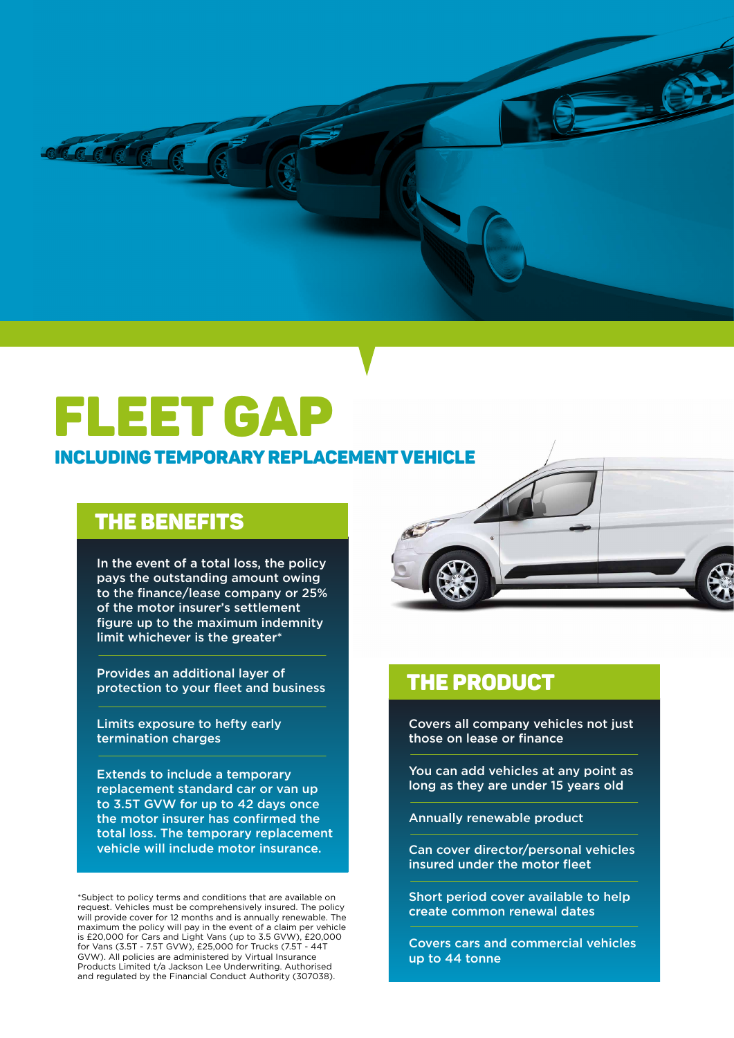# FLEET GAP

## INCLUDING TEMPORARY REPLACEMENT VEHICLE

## THE BENEFITS

In the event of a total loss, the policy pays the outstanding amount owing to the finance/lease company or 25% of the motor insurer's settlement figure up to the maximum indemnity limit whichever is the greater*

Provides an additional layer of protection to your fleet and business

Limits exposure to hefty early termination charges

Extends to include a temporary replacement standard car or van up to 3.5T GVW for up to 42 days once the motor insurer has confirmed the total loss. The temporary replacement vehicle will include motor insurance.

*Subject to policy terms and conditions that are available on request. Vehicles must be comprehensively insured. The policy will provide cover for 12 months and is annually renewable. The maximum the policy will pay in the event of a claim per vehicle is £20,000 for Cars and Light Vans (up to 3.5 GVW), £20,000 for Vans (3.5T - 7.5T GVW), £25,000 for Trucks (7.5T - 44T GVW). All policies are administered by Virtual Insurance Products Limited t/a Jackson Lee Underwriting. Authorised and regulated by the Financial Conduct Authority (307038).

## THE PRODUCT

Covers all company vehicles not just those on lease or finance

You can add vehicles at any point as long as they are under 15 years old

Annually renewable product

Can cover director/personal vehicles insured under the motor fleet

Short period cover available to help create common renewal dates

Covers cars and commercial vehicles up to 44 tonne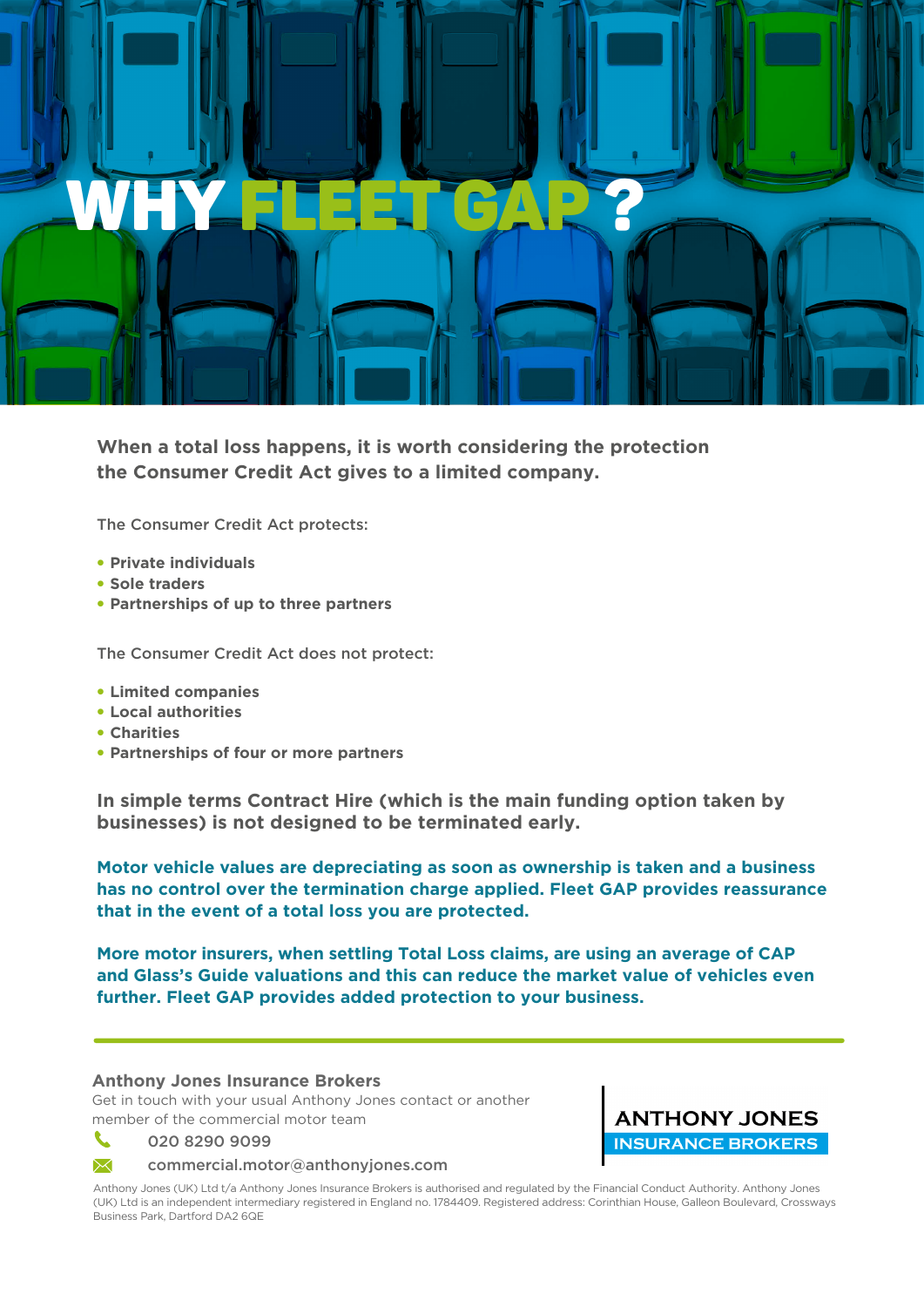# WHY FLEET GAP ?

**When a total loss happens, it is worth considering the protection the Consumer Credit Act gives to a limited company.**

The Consumer Credit Act protects:

- **Private individuals**
- **Sole traders**
- **Partnerships of up to three partners**

The Consumer Credit Act does not protect:

- **Limited companies**
- **Local authorities**
- **Charities**
- **Partnerships of four or more partners**

**In simple terms Contract Hire (which is the main funding option taken by businesses) is not designed to be terminated early.**

**Motor vehicle values are depreciating as soon as ownership is taken and a business has no control over the termination charge applied. Fleet GAP provides reassurance that in the event of a total loss you are protected.**

**More motor insurers, when settling Total Loss claims, are using an average of CAP and Glass's Guide valuations and this can reduce the market value of vehicles even further. Fleet GAP provides added protection to your business.**

**Anthony Jones Insurance Brokers**

Get in touch with your usual Anthony Jones contact or another member of the commercial motor team

020 8290 9099

commercial.motor@anthonyjones.com

ANTHONY JONES
INSURANCE BROKERS

Anthony Jones (UK) Ltd t/a Anthony Jones Insurance Brokers is authorised and regulated by the Financial Conduct Authority. Anthony Jones (UK) Ltd is an independent intermediary registered in England no. 1784409. Registered address: Corinthian House, Galleon Boulevard, Crossways Business Park, Dartford DA2 6QE